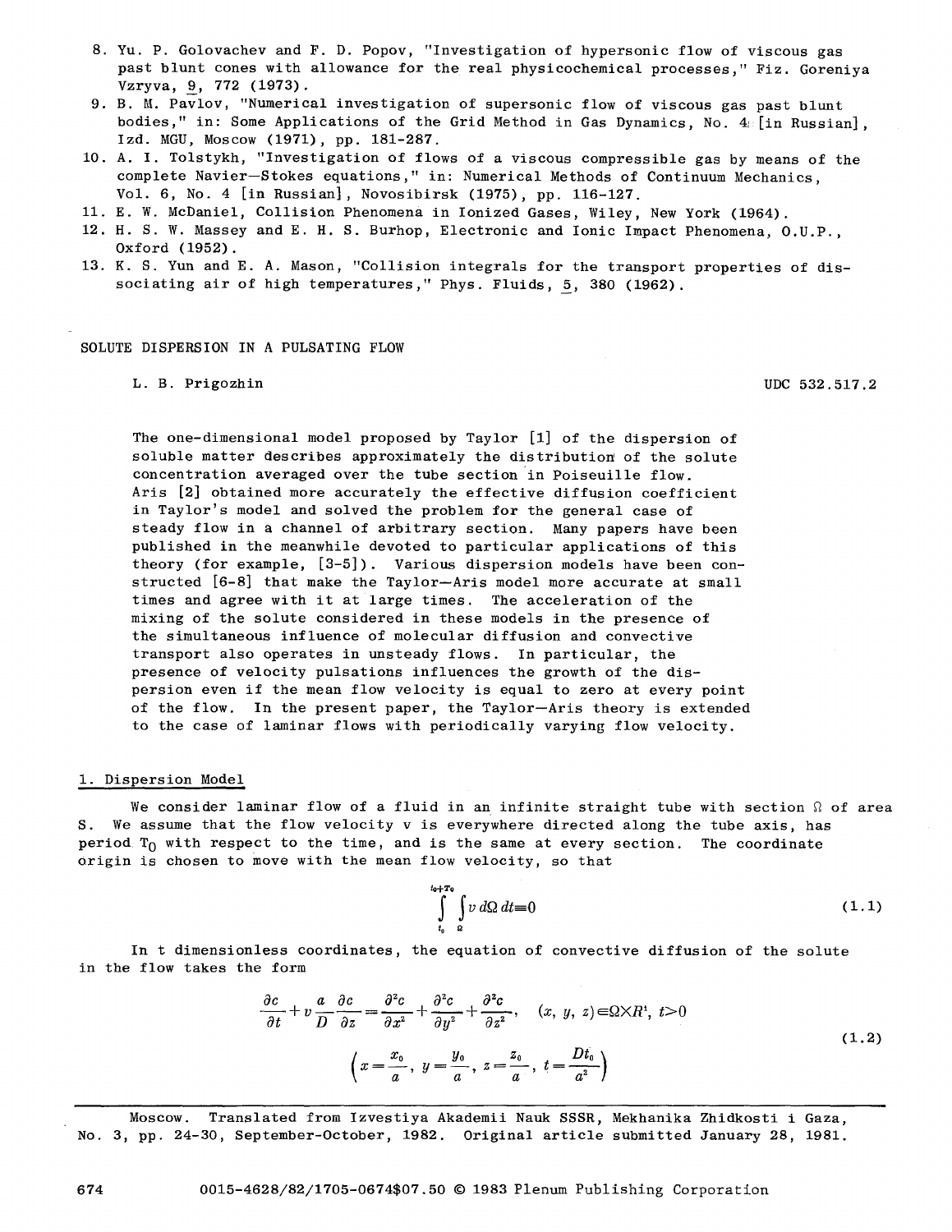8. Yu. P. Golovachev and F. D. Popov, "Investigation of hypersonic flow of viscous gas past blunt cones with allowance for the real physicochemical processes," Fiz. Goreniya Vzryva, 9, 772 (1973).
9. B. M. Pavlov, "Numerical investigation of supersonic flow of viscous gas past blunt bodies," in: Some Applications of the Grid Method in Gas Dynamics, No. 4 [in Russian], Izd. MGU, Moscow (1971), pp. 181-287.
10. A. I. Tolstykh, "Investigation of flows of a viscous compressible gas by means of the complete Navier—Stokes equations," in: Numerical Methods of Continuum Mechanics, Vol. 6, No. 4 [in Russian], Novosibirsk (1975), pp. 116-127.
11. E. W. McDaniel, Collision Phenomena in Ionized Gases, Wiley, New York (1964).
12. H. S. W. Massey and E. H. S. Burhop, Electronic and Ionic Impact Phenomena, O.U.P., Oxford (1952).
13. K. S. Yun and E. A. Mason, "Collision integrals for the transport properties of dissociating air of high temperatures," Phys. Fluids, 5, 380 (1962).

# SOLUTE DISPERSION IN A PULSATING FLOW

L. B. Prigozhin

UDC 532.517.2

The one-dimensional model proposed by Taylor [1] of the dispersion of soluble matter describes approximately the distribution of the solute concentration averaged over the tube section in Poiseuille flow. Aris [2] obtained more accurately the effective diffusion coefficient in Taylor's model and solved the problem for the general case of steady flow in a channel of arbitrary section. Many papers have been published in the meanwhile devoted to particular applications of this theory (for example, [3-5]). Various dispersion models have been constructed [6-8] that make the Taylor—Aris model more accurate at small times and agree with it at large times. The acceleration of the mixing of the solute considered in these models in the presence of the simultaneous influence of molecular diffusion and convective transport also operates in unsteady flows. In particular, the presence of velocity pulsations influences the growth of the dispersion even if the mean flow velocity is equal to zero at every point of the flow. In the present paper, the Taylor—Aris theory is extended to the case of laminar flows with periodically varying flow velocity.

## 1. Dispersion Model

We consider laminar flow of a fluid in an infinite straight tube with section $\Omega$ of area S. We assume that the flow velocity v is everywhere directed along the tube axis, has period $T_0$ with respect to the time, and is the same at every section. The coordinate origin is chosen to move with the mean flow velocity, so that

$$\int_{t_0}^{t_0+T_0}\int_{\Omega} v\,d\Omega\,dt=0 \tag{1.1}$$

In t dimensionless coordinates, the equation of convective diffusion of the solute in the flow takes the form

$$\frac{\partial c}{\partial t}+v\frac{a}{D}\frac{\partial c}{\partial z}=\frac{\partial^2 c}{\partial x^2}+\frac{\partial^2 c}{\partial y^2}+\frac{\partial^2 c}{\partial z^2},\quad (x,\,y,\,z)\in\Omega\times R^1,\ t>0$$
$$\left(x=\frac{x_0}{a},\ y=\frac{y_0}{a},\ z=\frac{z_0}{a},\ t=\frac{Dt_0}{a^2}\right) \tag{1.2}$$

Moscow. Translated from Izvestiya Akademii Nauk SSSR, Mekhanika Zhidkosti i Gaza, No. 3, pp. 24-30, September-October, 1982. Original article submitted January 28, 1981.

0015-4628/82/1705-0674$07.50 © 1983 Plenum Publishing Corporation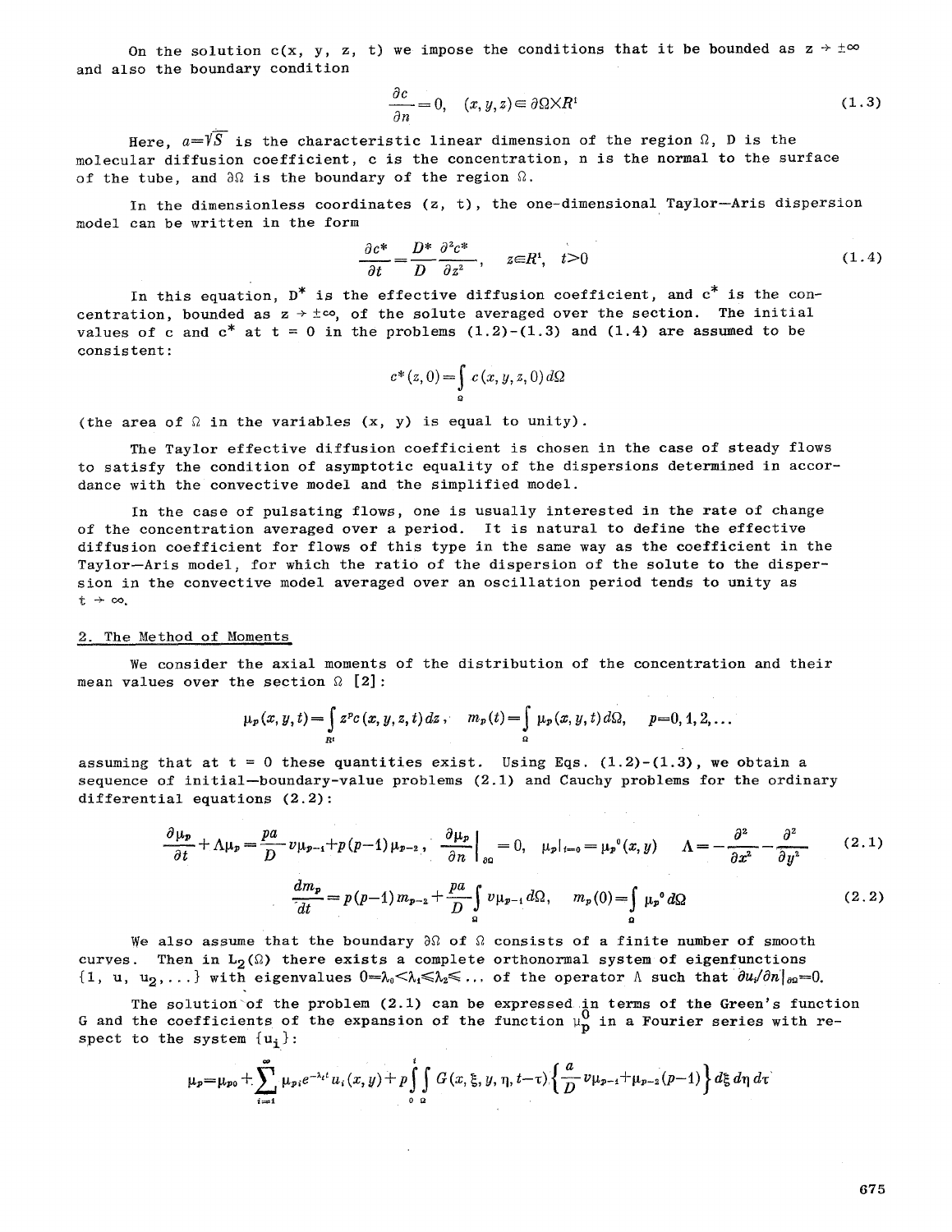On the solution $c(x, y, z, t)$ we impose the conditions that it be bounded as $z \to \pm\infty$ and also the boundary condition

$$\frac{\partial c}{\partial n} = 0, \quad (x, y, z) \in \partial\Omega \times R^1 \tag{1.3}$$

Here, $a = \sqrt{S}$ is the characteristic linear dimension of the region $\Omega$, D is the molecular diffusion coefficient, c is the concentration, n is the normal to the surface of the tube, and $\partial\Omega$ is the boundary of the region $\Omega$.

In the dimensionless coordinates (z, t), the one-dimensional Taylor–Aris dispersion model can be written in the form

$$\frac{\partial c^*}{\partial t} = \frac{D^*}{D}\frac{\partial^2 c^*}{\partial z^2}, \quad z \in R^1, \quad t > 0 \tag{1.4}$$

In this equation, $D^*$ is the effective diffusion coefficient, and $c^*$ is the concentration, bounded as $z \to \pm\infty$, of the solute averaged over the section. The initial values of c and $c^*$ at t = 0 in the problems (1.2)-(1.3) and (1.4) are assumed to be consistent:

$$c^*(z, 0) = \int_\Omega c(x, y, z, 0)\, d\Omega$$

(the area of $\Omega$ in the variables (x, y) is equal to unity).

The Taylor effective diffusion coefficient is chosen in the case of steady flows to satisfy the condition of asymptotic equality of the dispersions determined in accordance with the convective model and the simplified model.

In the case of pulsating flows, one is usually interested in the rate of change of the concentration averaged over a period. It is natural to define the effective diffusion coefficient for flows of this type in the same way as the coefficient in the Taylor–Aris model, for which the ratio of the dispersion of the solute to the dispersion in the convective model averaged over an oscillation period tends to unity as $t \to \infty$.

## 2. The Method of Moments

We consider the axial moments of the distribution of the concentration and their mean values over the section $\Omega$ [2]:

$$\mu_p(x, y, t) = \int_{R^1} z^p c(x, y, z, t)\, dz, \quad m_p(t) = \int_\Omega \mu_p(x, y, t)\, d\Omega, \quad p = 0, 1, 2, \ldots$$

assuming that at t = 0 these quantities exist. Using Eqs. (1.2)-(1.3), we obtain a sequence of initial–boundary-value problems (2.1) and Cauchy problems for the ordinary differential equations (2.2):

$$\frac{\partial \mu_p}{\partial t} + \Lambda\mu_p = \frac{pa}{D} v\mu_{p-1} + p(p-1)\mu_{p-2}, \quad \left.\frac{\partial \mu_p}{\partial n}\right|_{\partial\Omega} = 0, \quad \mu_p|_{t=0} = \mu_p^0(x, y) \quad \Lambda = -\frac{\partial^2}{\partial x^2} - \frac{\partial^2}{\partial y^2} \tag{2.1}$$

$$\frac{dm_p}{dt} = p(p-1)m_{p-2} + \frac{pa}{D}\int_\Omega v\mu_{p-1}\, d\Omega, \quad m_p(0) = \int_\Omega \mu_p^0\, d\Omega \tag{2.2}$$

We also assume that the boundary $\partial\Omega$ of $\Omega$ consists of a finite number of smooth curves. Then in $L_2(\Omega)$ there exists a complete orthonormal system of eigenfunctions $\{1, u, u_2, \ldots\}$ with eigenvalues $0 = \lambda_0 < \lambda_1 \leqslant \lambda_2 \leqslant \ldots$ of the operator $\Lambda$ such that $\partial u_i/\partial n|_{\partial\Omega} = 0$.

The solution of the problem (2.1) can be expressed in terms of the Green's function G and the coefficients of the expansion of the function $\mu_p^0$ in a Fourier series with respect to the system $\{u_i\}$:

$$\mu_p = \mu_{p0} + \sum_{i=1}^{\infty} \mu_{pi} e^{-\lambda_i t} u_i(x, y) + p\int_0^t \int_\Omega G(x, \xi, y, \eta, t-\tau)\left\{\frac{a}{D} v\mu_{p-1} + \mu_{p-2}(p-1)\right\} d\xi\, d\eta\, d\tau$$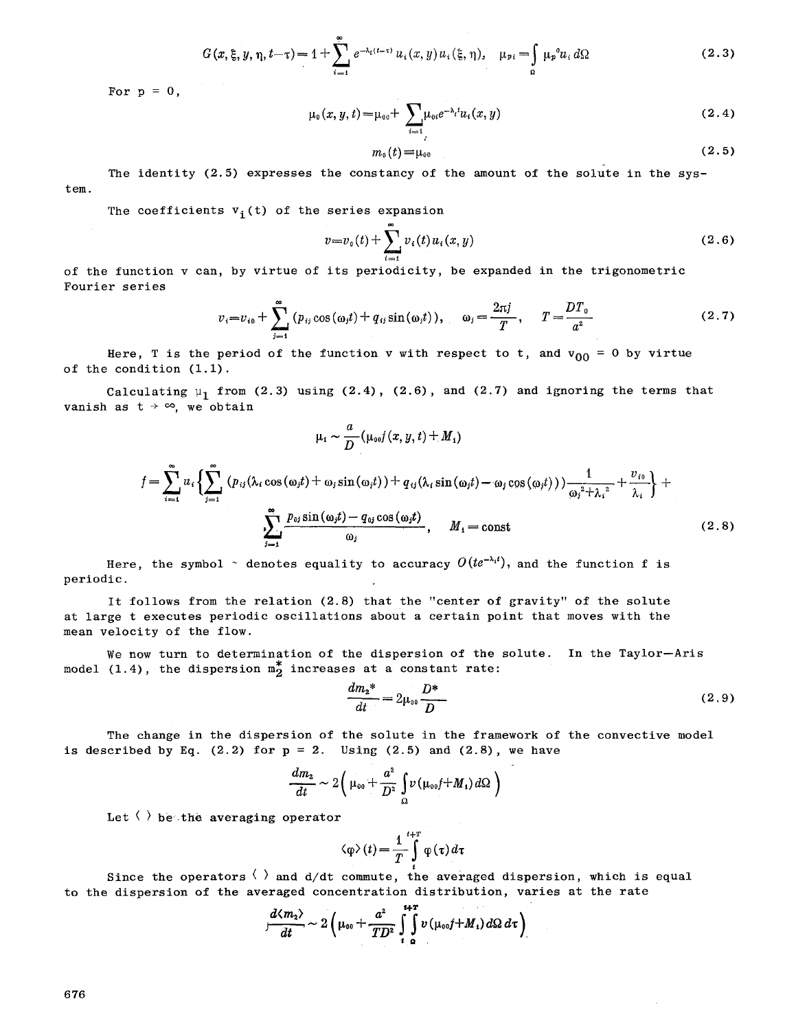$$G(x,\xi,y,\eta,t-\tau)=1+\sum_{i=1}^{\infty}e^{-\lambda_i(t-\tau)}u_i(x,y)u_i(\xi,\eta),\quad \mu_{pi}=\int_{\Omega}\mu_p{}^0 u_i\,d\Omega \tag{2.3}$$

For p = 0,

$$\mu_0(x,y,t)=\mu_{00}+\sum_{i=1}\mu_{0i}e^{-\lambda_i t}u_i(x,y) \tag{2.4}$$

$$m_0(t)\equiv\mu_{00} \tag{2.5}$$

The identity (2.5) expresses the constancy of the amount of the solute in the system.

The coefficients $v_i(t)$ of the series expansion

$$v=v_0(t)+\sum_{i=1}^{\infty}v_i(t)u_i(x,y) \tag{2.6}$$

of the function v can, by virtue of its periodicity, be expanded in the trigonometric Fourier series

$$v_i=v_{i0}+\sum_{j=1}^{\infty}(p_{ij}\cos(\omega_j t)+q_{ij}\sin(\omega_j t)),\quad \omega_j=\frac{2\pi j}{T},\quad T=\frac{DT_0}{a^2} \tag{2.7}$$

Here, T is the period of the function v with respect to t, and $v_{00}=0$ by virtue of the condition (1.1).

Calculating $\mu_1$ from (2.3) using (2.4), (2.6), and (2.7) and ignoring the terms that vanish as $t\to\infty$, we obtain

$$\mu_1\sim\frac{a}{D}(\mu_{00}f(x,y,t)+M_1)$$

$$f=\sum_{i=1}^{\infty}u_i\left\{\sum_{j=1}^{\infty}(p_{ij}(\lambda_i\cos(\omega_j t)+\omega_j\sin(\omega_j t))+q_{ij}(\lambda_i\sin(\omega_j t)-\omega_j\cos(\omega_j t)))\frac{1}{\omega_j^2+\lambda_i^2}+\frac{v_{i0}}{\lambda_i}\right\}+$$

$$\sum_{j=1}^{\infty}\frac{p_{0j}\sin(\omega_j t)-q_{0j}\cos(\omega_j t)}{\omega_j},\quad M_1=\mathrm{const} \tag{2.8}$$

Here, the symbol ~ denotes equality to accuracy $O(te^{-\lambda_1 t})$, and the function f is periodic.

It follows from the relation (2.8) that the "center of gravity" of the solute at large t executes periodic oscillations about a certain point that moves with the mean velocity of the flow.

We now turn to determination of the dispersion of the solute. In the Taylor–Aris model (1.4), the dispersion $m_2^*$ increases at a constant rate:

$$\frac{dm_2^*}{dt}=2\mu_{00}\frac{D^*}{D} \tag{2.9}$$

The change in the dispersion of the solute in the framework of the convective model is described by Eq. (2.2) for p = 2. Using (2.5) and (2.8), we have

$$\frac{dm_2}{dt}\sim2\left(\mu_{00}+\frac{a^2}{D^2}\int_{\Omega}v(\mu_{00}f+M_1)\,d\Omega\right)$$

Let $\langle\ \rangle$ be the averaging operator

$$\langle\varphi\rangle(t)=\frac{1}{T}\int_{t}^{t+T}\varphi(\tau)\,d\tau$$

Since the operators $\langle\ \rangle$ and d/dt commute, the averaged dispersion, which is equal to the dispersion of the averaged concentration distribution, varies at the rate

$$\frac{d\langle m_2\rangle}{dt}\sim2\left(\mu_{00}+\frac{a^2}{TD^2}\int_{t}^{t+T}\int_{\Omega}v(\mu_{00}f+M_1)\,d\Omega\,d\tau\right)$$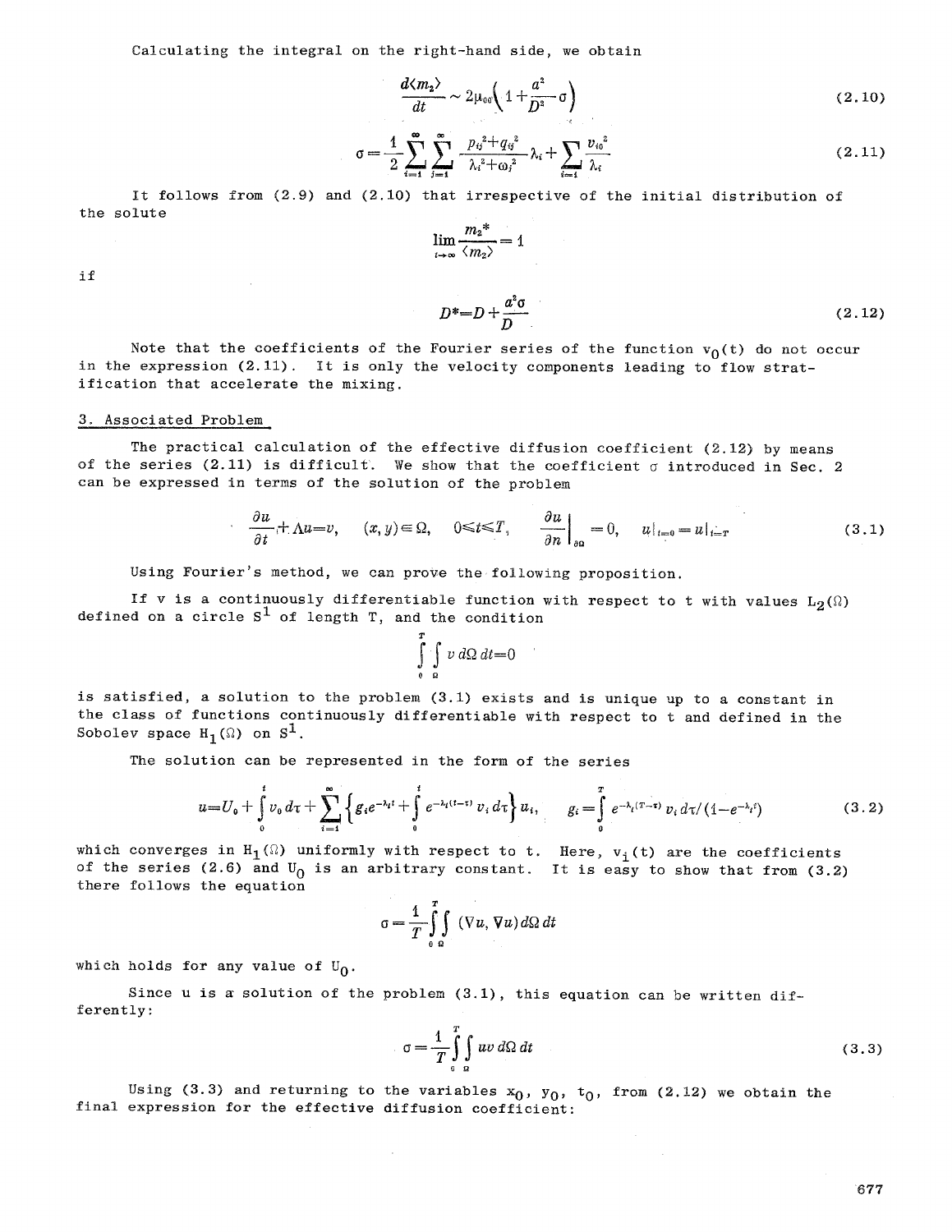Calculating the integral on the right-hand side, we obtain

$$\frac{d\langle m_2\rangle}{dt} \sim 2\mu_{00}\left(1+\frac{a^2}{D^2}\sigma\right) \tag{2.10}$$

$$\sigma=\frac{1}{2}\sum_{i=1}^{\infty}\sum_{j=1}^{\infty}\frac{p_{ij}^2+q_{ij}^2}{\lambda_i^2+\omega_j^2}\lambda_i+\sum_{i=1}^{\infty}\frac{v_{i0}^2}{\lambda_i} \tag{2.11}$$

It follows from (2.9) and (2.10) that irrespective of the initial distribution of the solute

$$\lim_{t\to\infty}\frac{m_2^*}{\langle m_2\rangle}=1$$

if

$$D^*=D+\frac{a^2\sigma}{D} \tag{2.12}$$

Note that the coefficients of the Fourier series of the function $v_0(t)$ do not occur in the expression (2.11). It is only the velocity components leading to flow stratification that accelerate the mixing.

## 3. Associated Problem

The practical calculation of the effective diffusion coefficient (2.12) by means of the series (2.11) is difficult. We show that the coefficient $\sigma$ introduced in Sec. 2 can be expressed in terms of the solution of the problem

$$\frac{\partial u}{\partial t}+\Lambda u=v, \quad (x,y)\in\Omega, \quad 0\leqslant t\leqslant T, \quad \left.\frac{\partial u}{\partial n}\right|_{\partial\Omega}=0, \quad u|_{t=0}=u|_{t=T} \tag{3.1}$$

Using Fourier's method, we can prove the following proposition.

If v is a continuously differentiable function with respect to t with values $L_2(\Omega)$ defined on a circle $S^1$ of length T, and the condition

$$\int_0^T\int_\Omega v\,d\Omega\,dt=0$$

is satisfied, a solution to the problem (3.1) exists and is unique up to a constant in the class of functions continuously differentiable with respect to t and defined in the Sobolev space $H_1(\Omega)$ on $S^1$.

The solution can be represented in the form of the series

$$u=U_0+\int_0^t v_0\,d\tau+\sum_{i=1}^{\infty}\left\{g_ie^{-\lambda_it}+\int_0^t e^{-\lambda_i(t-\tau)}v_i\,d\tau\right\}u_i, \quad g_i=\int_0^T e^{-\lambda_i(T-\tau)}v_i\,d\tau/(1-e^{-\lambda_iT}) \tag{3.2}$$

which converges in $H_1(\Omega)$ uniformly with respect to t. Here, $v_i(t)$ are the coefficients of the series (2.6) and $U_0$ is an arbitrary constant. It is easy to show that from (3.2) there follows the equation

$$\sigma=\frac{1}{T}\int_0^T\int_\Omega(\nabla u,\nabla u)\,d\Omega\,dt$$

which holds for any value of $U_0$.

Since u is a solution of the problem (3.1), this equation can be written differently:

$$\sigma=\frac{1}{T}\int_0^T\int_\Omega uv\,d\Omega\,dt \tag{3.3}$$

Using (3.3) and returning to the variables $x_0$, $y_0$, $t_0$, from (2.12) we obtain the final expression for the effective diffusion coefficient: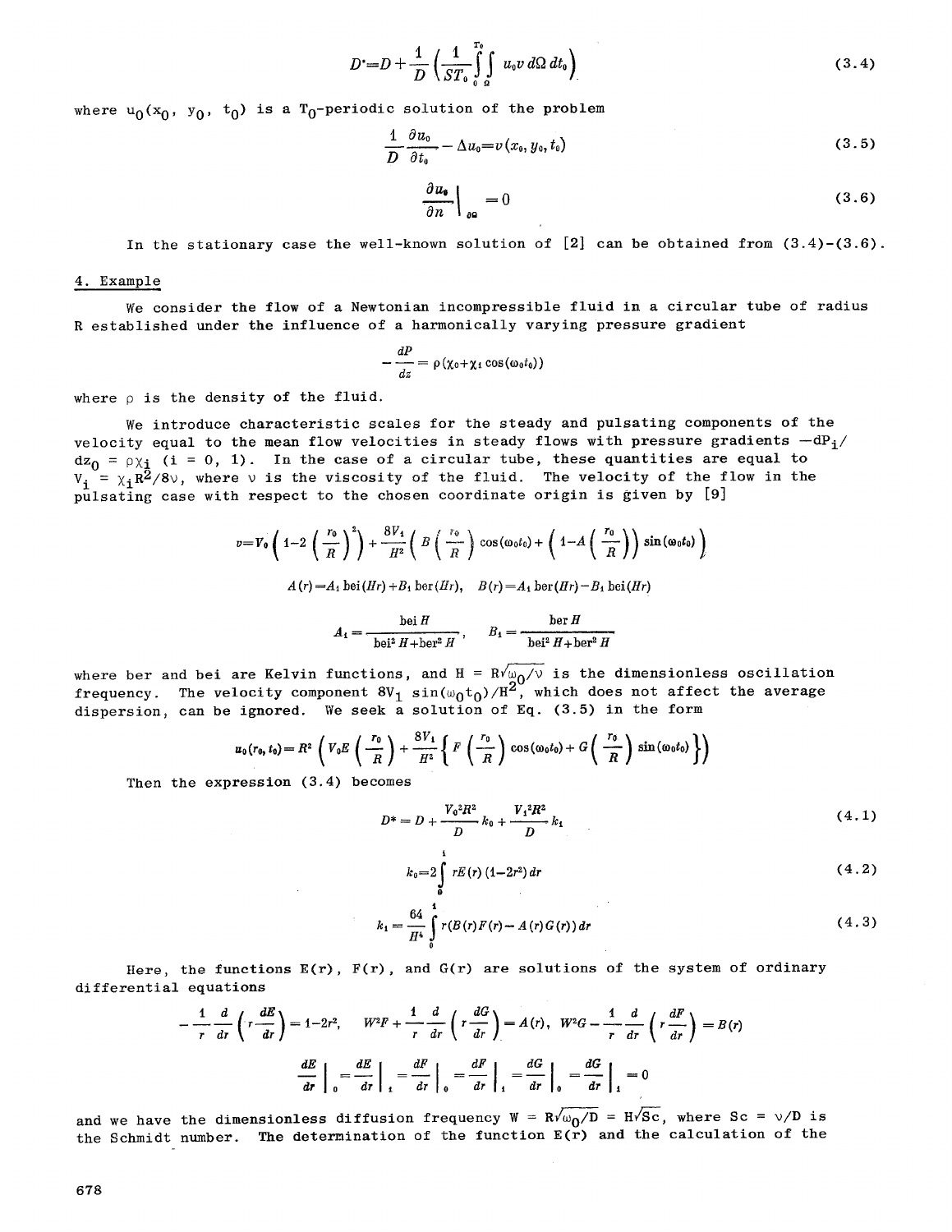$$D^{*}=D+\frac{1}{D}\left(\frac{1}{ST_0}\int_0^{T_0}\int_\Omega u_0 v\, d\Omega\, dt_0\right) \tag{3.4}$$

where $u_0(x_0, y_0, t_0)$ is a $T_0$-periodic solution of the problem

$$\frac{1}{D}\frac{\partial u_0}{\partial t_0}-\Delta u_0=v(x_0, y_0, t_0) \tag{3.5}$$

$$\left.\frac{\partial u_0}{\partial n}\right|_{\partial\Omega}=0 \tag{3.6}$$

In the stationary case the well-known solution of [2] can be obtained from (3.4)-(3.6).

## 4. Example

We consider the flow of a Newtonian incompressible fluid in a circular tube of radius R established under the influence of a harmonically varying pressure gradient

$$-\frac{dP}{dz}=\rho(\chi_0+\chi_1\cos(\omega_0 t_0))$$

where $\rho$ is the density of the fluid.

We introduce characteristic scales for the steady and pulsating components of the velocity equal to the mean flow velocities in steady flows with pressure gradients $-dP_i/dz_0 = \rho\chi_i$ $(i = 0, 1)$. In the case of a circular tube, these quantities are equal to $V_i = \chi_i R^2/8\nu$, where $\nu$ is the viscosity of the fluid. The velocity of the flow in the pulsating case with respect to the chosen coordinate origin is given by [9]

$$v=V_0\left(1-2\left(\frac{r_0}{R}\right)^2\right)+\frac{8V_1}{H^2}\left(B\left(\frac{r_0}{R}\right)\cos(\omega_0 t_0)+\left(1-A\left(\frac{r_0}{R}\right)\right)\sin(\omega_0 t_0)\right)$$

$$A(r)=A_1\,\mathrm{bei}(Hr)+B_1\,\mathrm{ber}(Hr),\quad B(r)=A_1\,\mathrm{ber}(Hr)-B_1\,\mathrm{bei}(Hr)$$

$$A_1=\frac{\mathrm{bei}\,H}{\mathrm{bei}^2 H+\mathrm{ber}^2 H},\quad B_1=\frac{\mathrm{ber}\,H}{\mathrm{bei}^2 H+\mathrm{ber}^2 H}$$

where ber and bei are Kelvin functions, and $H = R\sqrt{\omega_0/\nu}$ is the dimensionless oscillation frequency. The velocity component $8V_1\sin(\omega_0 t_0)/H^2$, which does not affect the average dispersion, can be ignored. We seek a solution of Eq. (3.5) in the form

$$u_0(r_0, t_0)=R^2\left(V_0 E\left(\frac{r_0}{R}\right)+\frac{8V_1}{H^2}\left\{F\left(\frac{r_0}{R}\right)\cos(\omega_0 t_0)+G\left(\frac{r_0}{R}\right)\sin(\omega_0 t_0)\right\}\right)$$

Then the expression (3.4) becomes

$$D^{*}=D+\frac{V_0^2R^2}{D}k_0+\frac{V_1^2R^2}{D}k_1 \tag{4.1}$$

$$k_0=2\int_0^1 rE(r)(1-2r^2)\,dr \tag{4.2}$$

$$k_1=\frac{64}{H^4}\int_0^1 r(B(r)F(r)-A(r)G(r))\,dr \tag{4.3}$$

Here, the functions E(r), F(r), and G(r) are solutions of the system of ordinary differential equations

$$-\frac{1}{r}\frac{d}{dr}\left(r\frac{dE}{dr}\right)=1-2r^2,\quad W^2F+\frac{1}{r}\frac{d}{dr}\left(r\frac{dG}{dr}\right)=A(r),\quad W^2G-\frac{1}{r}\frac{d}{dr}\left(r\frac{dF}{dr}\right)=B(r)$$

$$\left.\frac{dE}{dr}\right|_0=\left.\frac{dE}{dr}\right|_1=\left.\frac{dF}{dr}\right|_0=\left.\frac{dF}{dr}\right|_1=\left.\frac{dG}{dr}\right|_0=\left.\frac{dG}{dr}\right|_1=0$$

and we have the dimensionless diffusion frequency $W = R\sqrt{\omega_0/D} = H\sqrt{Sc}$, where $Sc = \nu/D$ is the Schmidt number. The determination of the function E(r) and the calculation of the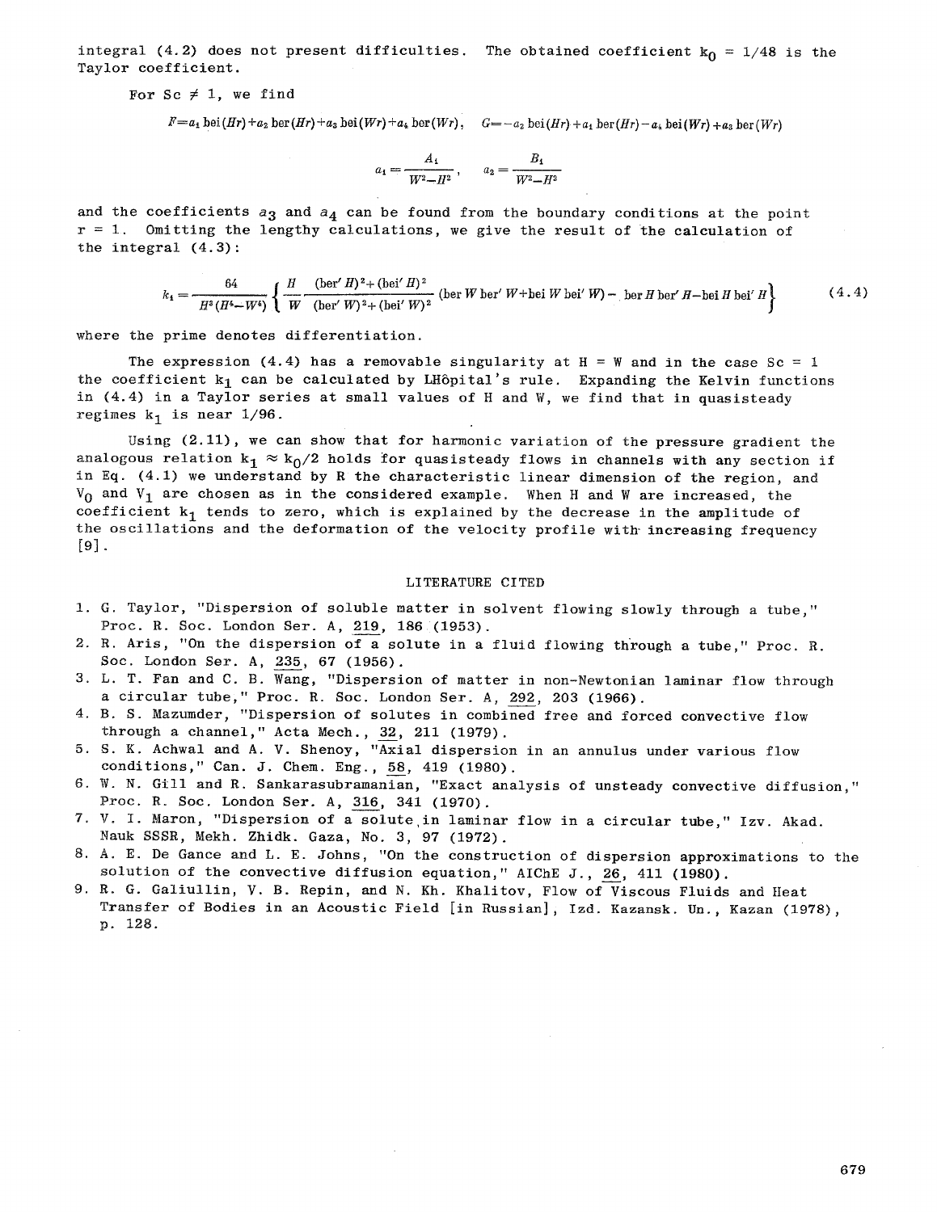integral (4.2) does not present difficulties. The obtained coefficient $k_0 = 1/48$ is the Taylor coefficient.

For Sc ≠ 1, we find

$$F = a_1 \operatorname{bei}(Hr) + a_2 \operatorname{ber}(Hr) + a_3 \operatorname{bei}(Wr) + a_4 \operatorname{ber}(Wr), \quad G = -a_2 \operatorname{bei}(Hr) + a_1 \operatorname{ber}(Hr) - a_4 \operatorname{bei}(Wr) + a_3 \operatorname{ber}(Wr)$$

$$a_1 = \frac{A_1}{W^2 - H^2}, \quad a_2 = \frac{B_1}{W^2 - H^2}$$

and the coefficients $a_3$ and $a_4$ can be found from the boundary conditions at the point $r = 1$. Omitting the lengthy calculations, we give the result of the calculation of the integral (4.3):

$$k_1 = \frac{64}{H^3 (H^4 - W^4)} \left\{ \frac{H}{W} \frac{(\operatorname{ber}' H)^2 + (\operatorname{bei}' H)^2}{(\operatorname{ber}' W)^2 + (\operatorname{bei}' W)^2} (\operatorname{ber} W \operatorname{ber}' W + \operatorname{bei} W \operatorname{bei}' W) - \operatorname{ber} H \operatorname{ber}' H - \operatorname{bei} H \operatorname{bei}' H \right\} \quad (4.4)$$

where the prime denotes differentiation.

The expression (4.4) has a removable singularity at H = W and in the case Sc = 1 the coefficient $k_1$ can be calculated by LHôpital's rule. Expanding the Kelvin functions in (4.4) in a Taylor series at small values of H and W, we find that in quasisteady regimes $k_1$ is near 1/96.

Using (2.11), we can show that for harmonic variation of the pressure gradient the analogous relation $k_1 \approx k_0/2$ holds for quasisteady flows in channels with any section if in Eq. (4.1) we understand by R the characteristic linear dimension of the region, and $V_0$ and $V_1$ are chosen as in the considered example. When H and W are increased, the coefficient $k_1$ tends to zero, which is explained by the decrease in the amplitude of the oscillations and the deformation of the velocity profile with increasing frequency [9].

## LITERATURE CITED

1. G. Taylor, "Dispersion of soluble matter in solvent flowing slowly through a tube," Proc. R. Soc. London Ser. A, 219, 186 (1953).
2. R. Aris, "On the dispersion of a solute in a fluid flowing through a tube," Proc. R. Soc. London Ser. A, 235, 67 (1956).
3. L. T. Fan and C. B. Wang, "Dispersion of matter in non-Newtonian laminar flow through a circular tube," Proc. R. Soc. London Ser. A, 292, 203 (1966).
4. B. S. Mazumder, "Dispersion of solutes in combined free and forced convective flow through a channel," Acta Mech., 32, 211 (1979).
5. S. K. Achwal and A. V. Shenoy, "Axial dispersion in an annulus under various flow conditions," Can. J. Chem. Eng., 58, 419 (1980).
6. W. N. Gill and R. Sankarasubramanian, "Exact analysis of unsteady convective diffusion," Proc. R. Soc. London Ser. A, 316, 341 (1970).
7. V. I. Maron, "Dispersion of a solute in laminar flow in a circular tube," Izv. Akad. Nauk SSSR, Mekh. Zhidk. Gaza, No. 3, 97 (1972).
8. A. E. De Gance and L. E. Johns, "On the construction of dispersion approximations to the solution of the convective diffusion equation," AIChE J., 26, 411 (1980).
9. R. G. Galiullin, V. B. Repin, and N. Kh. Khalitov, Flow of Viscous Fluids and Heat Transfer of Bodies in an Acoustic Field [in Russian], Izd. Kazansk. Un., Kazan (1978), p. 128.